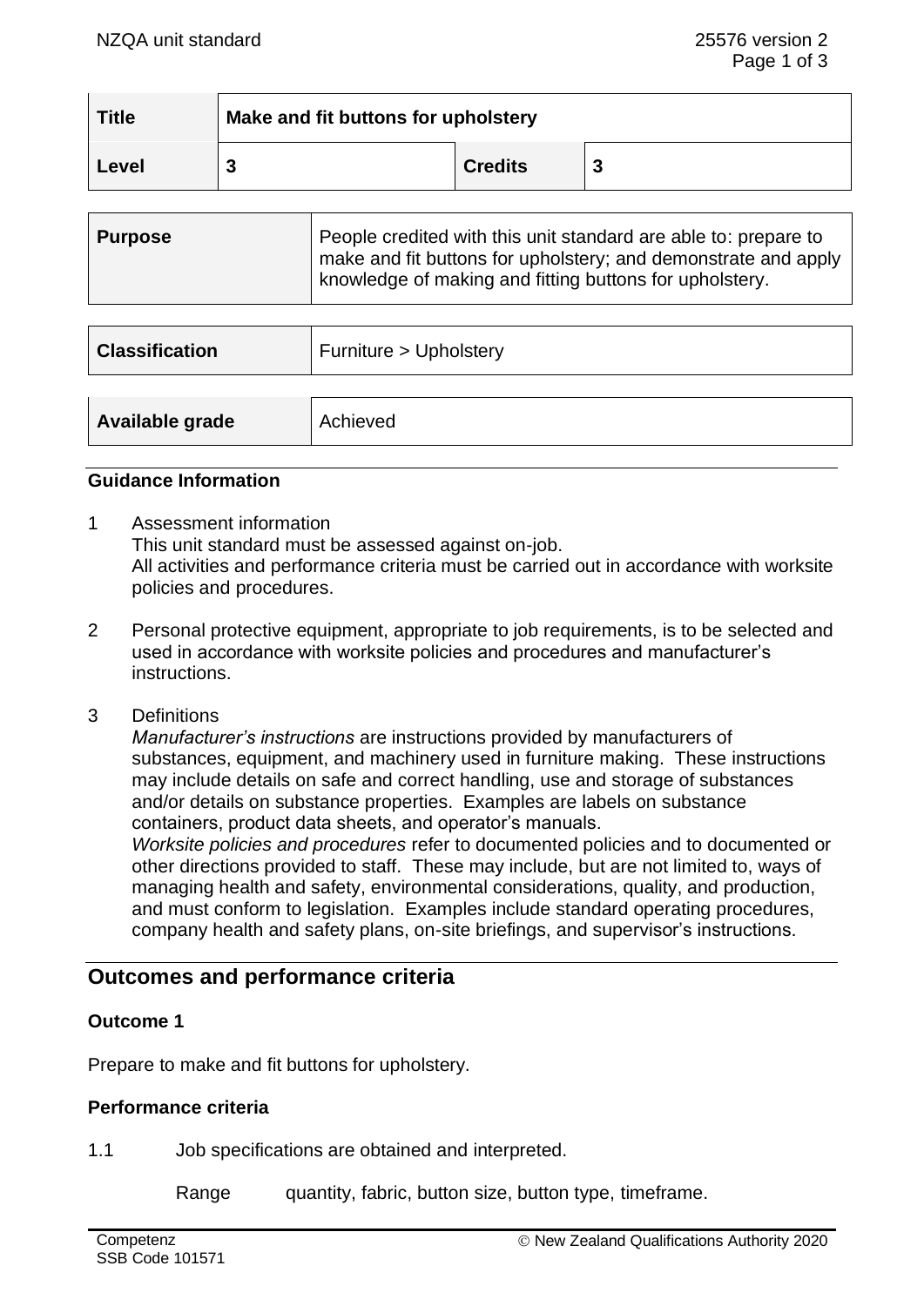| Title | Make and fit buttons for upholstery | | |
|---|---|---|---|
| Level | 3 | Credits | 3 |

| Purpose | People credited with this unit standard are able to: prepare to make and fit buttons for upholstery; and demonstrate and apply knowledge of making and fitting buttons for upholstery. |
|---|---|

| Classification | Furniture > Upholstery |
|---|---|

| Available grade | Achieved |
|---|---|

### Guidance Information

1 Assessment information
This unit standard must be assessed against on-job.
All activities and performance criteria must be carried out in accordance with worksite policies and procedures.

2 Personal protective equipment, appropriate to job requirements, is to be selected and used in accordance with worksite policies and procedures and manufacturer's instructions.

3 Definitions
*Manufacturer's instructions* are instructions provided by manufacturers of substances, equipment, and machinery used in furniture making. These instructions may include details on safe and correct handling, use and storage of substances and/or details on substance properties. Examples are labels on substance containers, product data sheets, and operator's manuals.
*Worksite policies and procedures* refer to documented policies and to documented or other directions provided to staff. These may include, but are not limited to, ways of managing health and safety, environmental considerations, quality, and production, and must conform to legislation. Examples include standard operating procedures, company health and safety plans, on-site briefings, and supervisor's instructions.

## Outcomes and performance criteria

### Outcome 1

Prepare to make and fit buttons for upholstery.

### Performance criteria

1.1 Job specifications are obtained and interpreted.

Range quantity, fabric, button size, button type, timeframe.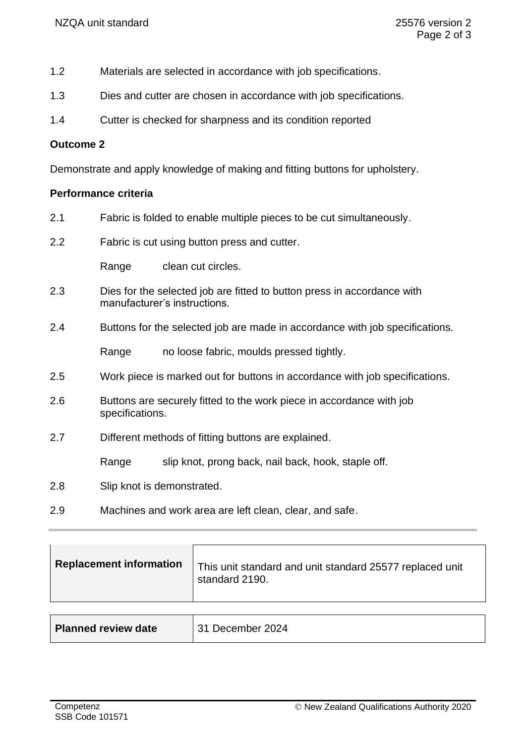1.2 Materials are selected in accordance with job specifications.

1.3 Dies and cutter are chosen in accordance with job specifications.

1.4 Cutter is checked for sharpness and its condition reported

**Outcome 2**

Demonstrate and apply knowledge of making and fitting buttons for upholstery.

**Performance criteria**

2.1 Fabric is folded to enable multiple pieces to be cut simultaneously.

2.2 Fabric is cut using button press and cutter.

Range clean cut circles.

2.3 Dies for the selected job are fitted to button press in accordance with manufacturer's instructions.

2.4 Buttons for the selected job are made in accordance with job specifications.

Range no loose fabric, moulds pressed tightly.

2.5 Work piece is marked out for buttons in accordance with job specifications.

2.6 Buttons are securely fitted to the work piece in accordance with job specifications.

2.7 Different methods of fitting buttons are explained.

Range slip knot, prong back, nail back, hook, staple off.

2.8 Slip knot is demonstrated.

2.9 Machines and work area are left clean, clear, and safe.

| **Replacement information** | This unit standard and unit standard 25577 replaced unit standard 2190. |
|---|---|

| **Planned review date** | 31 December 2024 |
|---|---|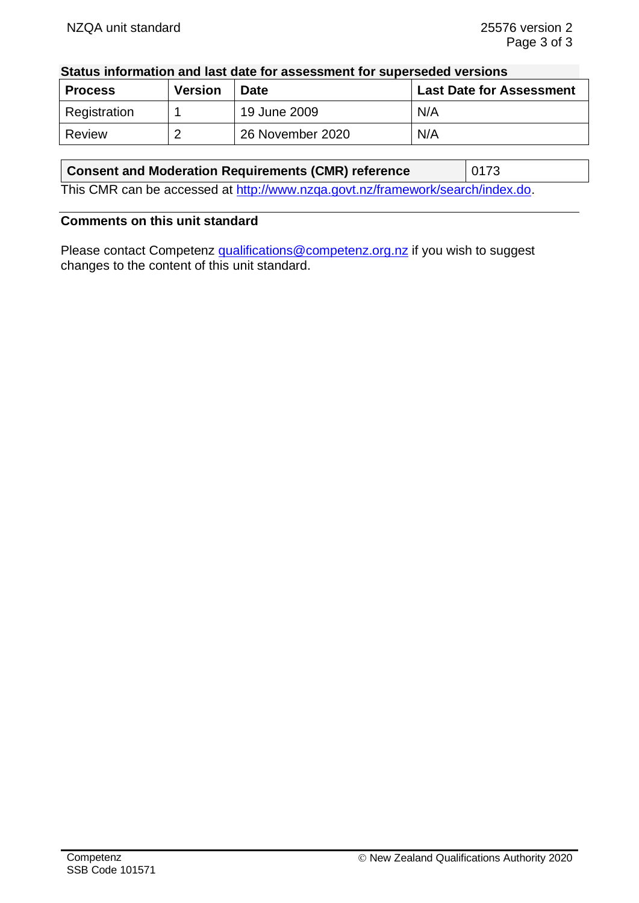**Status information and last date for assessment for superseded versions**

| Process | Version | Date | Last Date for Assessment |
|---|---|---|---|
| Registration | 1 | 19 June 2009 | N/A |
| Review | 2 | 26 November 2020 | N/A |

| | |
|---|---|
| **Consent and Moderation Requirements (CMR) reference** | 0173 |

This CMR can be accessed at http://www.nzqa.govt.nz/framework/search/index.do.

**Comments on this unit standard**

Please contact Competenz qualifications@competenz.org.nz if you wish to suggest changes to the content of this unit standard.